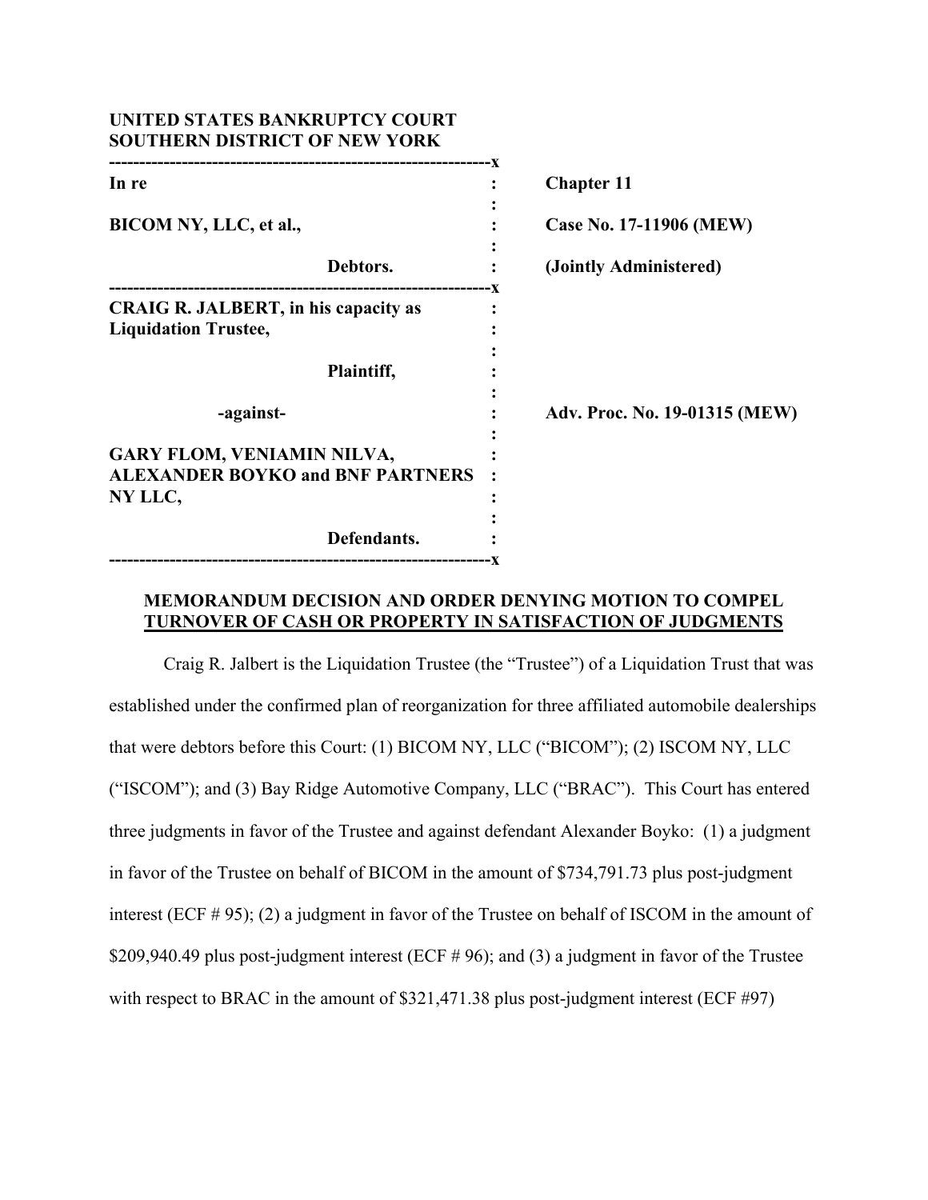**UNITED STATES BANKRUPTCY COURT**
**SOUTHERN DISTRICT OF NEW YORK**

| | | |
|---|---|---|
| **In re** | : | **Chapter 11** |
| **BICOM NY, LLC, et al.,** | : | **Case No. 17-11906 (MEW)** |
| **Debtors.** | : | **(Jointly Administered)** |
| **CRAIG R. JALBERT, in his capacity as Liquidation Trustee,** | : | |
| **Plaintiff,** | : | |
| **-against-** | : | **Adv. Proc. No. 19-01315 (MEW)** |
| **GARY FLOM, VENIAMIN NILVA, ALEXANDER BOYKO and BNF PARTNERS NY LLC,** | : | |
| **Defendants.** | : | |

**MEMORANDUM DECISION AND ORDER DENYING MOTION TO COMPEL TURNOVER OF CASH OR PROPERTY IN SATISFACTION OF JUDGMENTS**

Craig R. Jalbert is the Liquidation Trustee (the "Trustee") of a Liquidation Trust that was established under the confirmed plan of reorganization for three affiliated automobile dealerships that were debtors before this Court: (1) BICOM NY, LLC ("BICOM"); (2) ISCOM NY, LLC ("ISCOM"); and (3) Bay Ridge Automotive Company, LLC ("BRAC"). This Court has entered three judgments in favor of the Trustee and against defendant Alexander Boyko: (1) a judgment in favor of the Trustee on behalf of BICOM in the amount of $734,791.73 plus post-judgment interest (ECF # 95); (2) a judgment in favor of the Trustee on behalf of ISCOM in the amount of $209,940.49 plus post-judgment interest (ECF # 96); and (3) a judgment in favor of the Trustee with respect to BRAC in the amount of $321,471.38 plus post-judgment interest (ECF #97)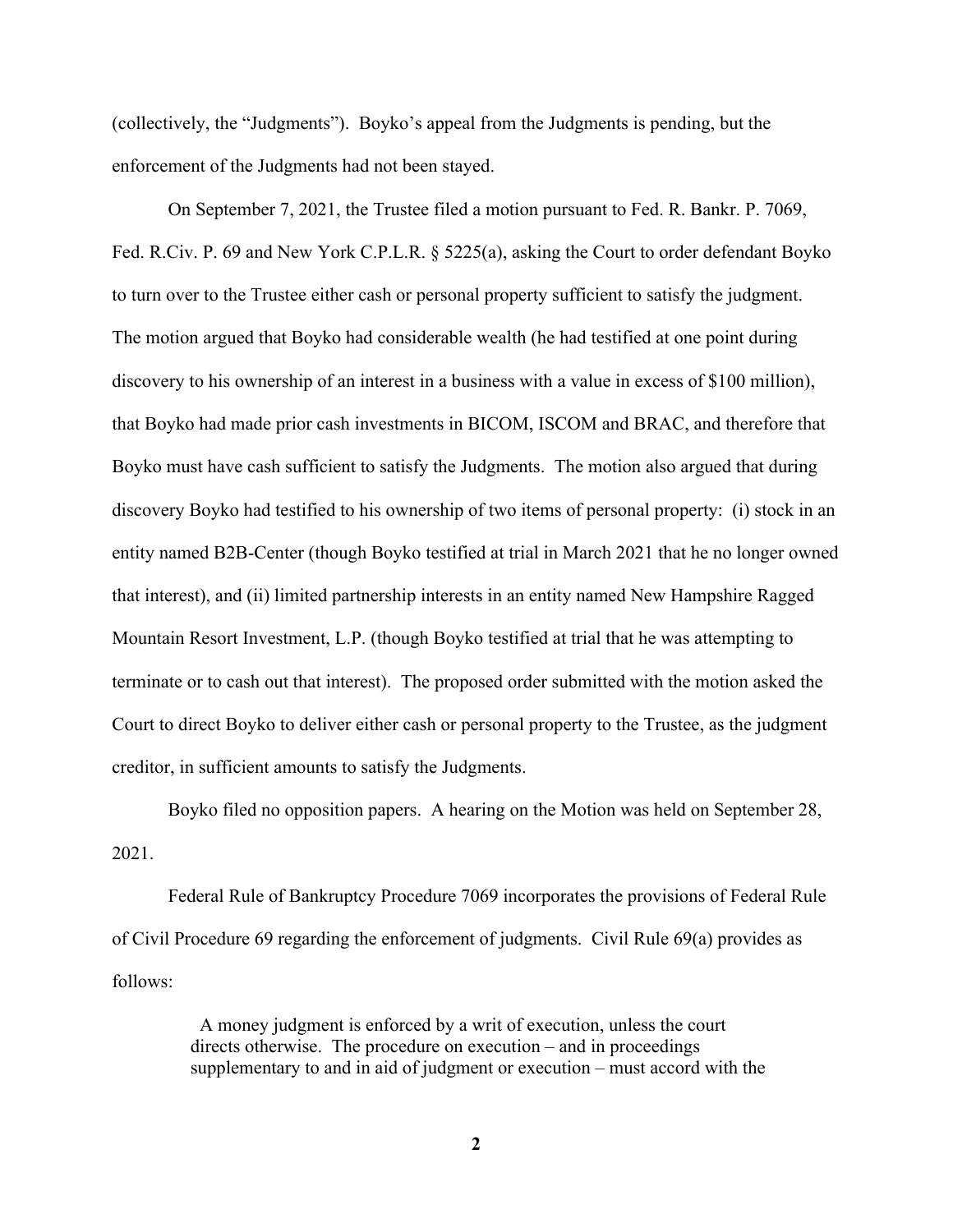(collectively, the "Judgments"). Boyko's appeal from the Judgments is pending, but the enforcement of the Judgments had not been stayed.

On September 7, 2021, the Trustee filed a motion pursuant to Fed. R. Bankr. P. 7069, Fed. R.Civ. P. 69 and New York C.P.L.R. § 5225(a), asking the Court to order defendant Boyko to turn over to the Trustee either cash or personal property sufficient to satisfy the judgment. The motion argued that Boyko had considerable wealth (he had testified at one point during discovery to his ownership of an interest in a business with a value in excess of $100 million), that Boyko had made prior cash investments in BICOM, ISCOM and BRAC, and therefore that Boyko must have cash sufficient to satisfy the Judgments. The motion also argued that during discovery Boyko had testified to his ownership of two items of personal property: (i) stock in an entity named B2B-Center (though Boyko testified at trial in March 2021 that he no longer owned that interest), and (ii) limited partnership interests in an entity named New Hampshire Ragged Mountain Resort Investment, L.P. (though Boyko testified at trial that he was attempting to terminate or to cash out that interest). The proposed order submitted with the motion asked the Court to direct Boyko to deliver either cash or personal property to the Trustee, as the judgment creditor, in sufficient amounts to satisfy the Judgments.

Boyko filed no opposition papers. A hearing on the Motion was held on September 28, 2021.

Federal Rule of Bankruptcy Procedure 7069 incorporates the provisions of Federal Rule of Civil Procedure 69 regarding the enforcement of judgments. Civil Rule 69(a) provides as follows:

> A money judgment is enforced by a writ of execution, unless the court directs otherwise. The procedure on execution – and in proceedings supplementary to and in aid of judgment or execution – must accord with the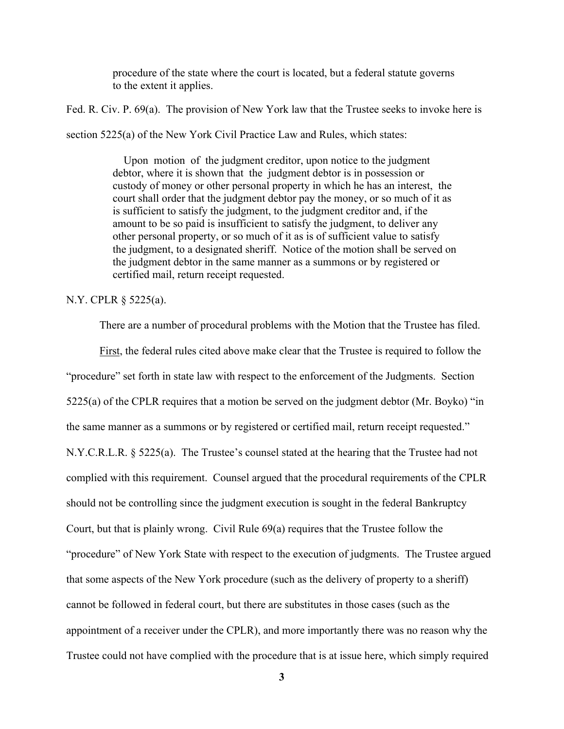> procedure of the state where the court is located, but a federal statute governs to the extent it applies.

Fed. R. Civ. P. 69(a). The provision of New York law that the Trustee seeks to invoke here is section 5225(a) of the New York Civil Practice Law and Rules, which states:

> Upon motion of the judgment creditor, upon notice to the judgment debtor, where it is shown that the judgment debtor is in possession or custody of money or other personal property in which he has an interest, the court shall order that the judgment debtor pay the money, or so much of it as is sufficient to satisfy the judgment, to the judgment creditor and, if the amount to be so paid is insufficient to satisfy the judgment, to deliver any other personal property, or so much of it as is of sufficient value to satisfy the judgment, to a designated sheriff. Notice of the motion shall be served on the judgment debtor in the same manner as a summons or by registered or certified mail, return receipt requested.

N.Y. CPLR § 5225(a).

There are a number of procedural problems with the Motion that the Trustee has filed.

First, the federal rules cited above make clear that the Trustee is required to follow the "procedure" set forth in state law with respect to the enforcement of the Judgments. Section 5225(a) of the CPLR requires that a motion be served on the judgment debtor (Mr. Boyko) "in the same manner as a summons or by registered or certified mail, return receipt requested." N.Y.C.R.L.R. § 5225(a). The Trustee's counsel stated at the hearing that the Trustee had not complied with this requirement. Counsel argued that the procedural requirements of the CPLR should not be controlling since the judgment execution is sought in the federal Bankruptcy Court, but that is plainly wrong. Civil Rule 69(a) requires that the Trustee follow the "procedure" of New York State with respect to the execution of judgments. The Trustee argued that some aspects of the New York procedure (such as the delivery of property to a sheriff) cannot be followed in federal court, but there are substitutes in those cases (such as the appointment of a receiver under the CPLR), and more importantly there was no reason why the Trustee could not have complied with the procedure that is at issue here, which simply required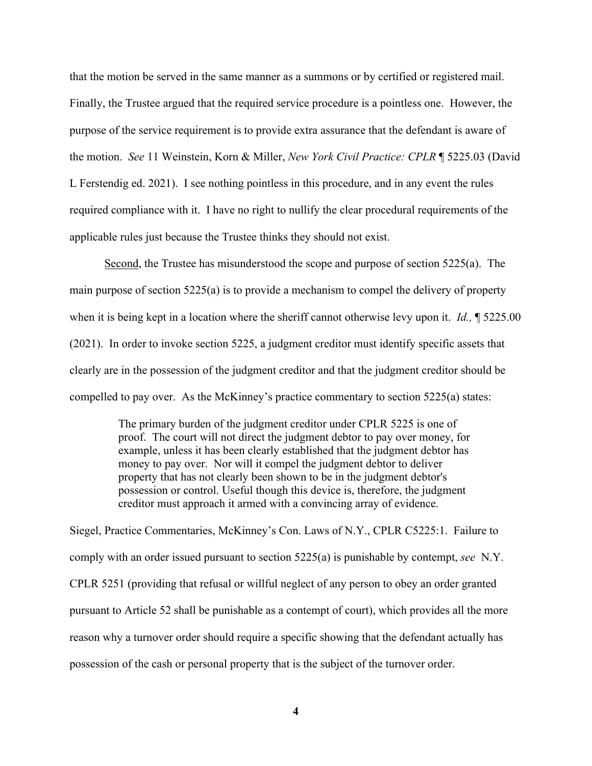that the motion be served in the same manner as a summons or by certified or registered mail. Finally, the Trustee argued that the required service procedure is a pointless one. However, the purpose of the service requirement is to provide extra assurance that the defendant is aware of the motion. *See* 11 Weinstein, Korn & Miller, *New York Civil Practice: CPLR* ¶ 5225.03 (David L Ferstendig ed. 2021). I see nothing pointless in this procedure, and in any event the rules required compliance with it. I have no right to nullify the clear procedural requirements of the applicable rules just because the Trustee thinks they should not exist.

Second, the Trustee has misunderstood the scope and purpose of section 5225(a). The main purpose of section 5225(a) is to provide a mechanism to compel the delivery of property when it is being kept in a location where the sheriff cannot otherwise levy upon it. *Id.,* ¶ 5225.00 (2021). In order to invoke section 5225, a judgment creditor must identify specific assets that clearly are in the possession of the judgment creditor and that the judgment creditor should be compelled to pay over. As the McKinney's practice commentary to section 5225(a) states:

> The primary burden of the judgment creditor under CPLR 5225 is one of proof. The court will not direct the judgment debtor to pay over money, for example, unless it has been clearly established that the judgment debtor has money to pay over. Nor will it compel the judgment debtor to deliver property that has not clearly been shown to be in the judgment debtor's possession or control. Useful though this device is, therefore, the judgment creditor must approach it armed with a convincing array of evidence.

Siegel, Practice Commentaries, McKinney's Con. Laws of N.Y., CPLR C5225:1. Failure to comply with an order issued pursuant to section 5225(a) is punishable by contempt, *see* N.Y. CPLR 5251 (providing that refusal or willful neglect of any person to obey an order granted pursuant to Article 52 shall be punishable as a contempt of court), which provides all the more reason why a turnover order should require a specific showing that the defendant actually has possession of the cash or personal property that is the subject of the turnover order.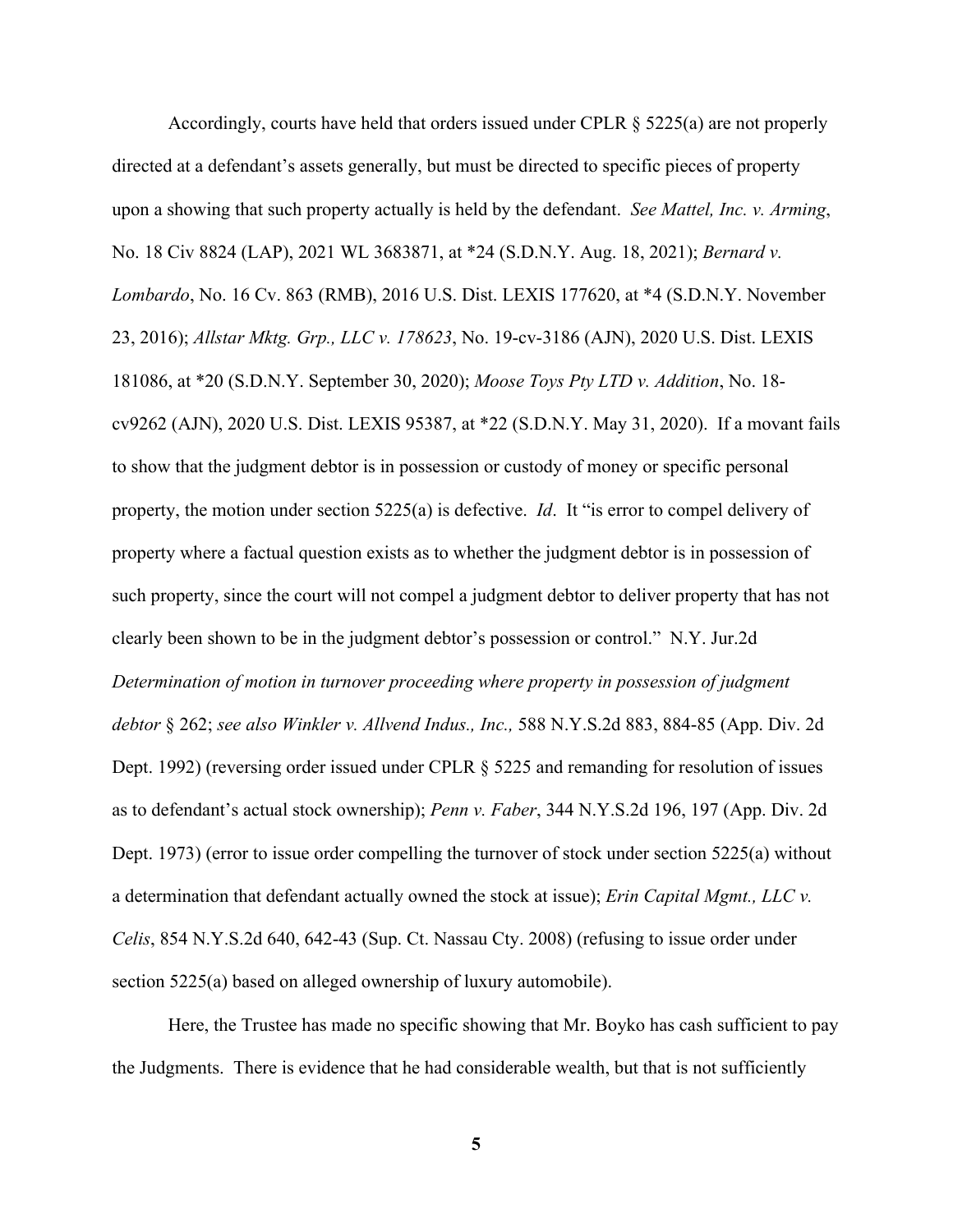Accordingly, courts have held that orders issued under CPLR § 5225(a) are not properly directed at a defendant's assets generally, but must be directed to specific pieces of property upon a showing that such property actually is held by the defendant. *See Mattel, Inc. v. Arming*, No. 18 Civ 8824 (LAP), 2021 WL 3683871, at *24 (S.D.N.Y. Aug. 18, 2021); *Bernard v. Lombardo*, No. 16 Cv. 863 (RMB), 2016 U.S. Dist. LEXIS 177620, at *4 (S.D.N.Y. November 23, 2016); *Allstar Mktg. Grp., LLC v. 178623*, No. 19-cv-3186 (AJN), 2020 U.S. Dist. LEXIS 181086, at *20 (S.D.N.Y. September 30, 2020); *Moose Toys Pty LTD v. Addition*, No. 18-cv9262 (AJN), 2020 U.S. Dist. LEXIS 95387, at *22 (S.D.N.Y. May 31, 2020). If a movant fails to show that the judgment debtor is in possession or custody of money or specific personal property, the motion under section 5225(a) is defective. *Id*. It "is error to compel delivery of property where a factual question exists as to whether the judgment debtor is in possession of such property, since the court will not compel a judgment debtor to deliver property that has not clearly been shown to be in the judgment debtor's possession or control." N.Y. Jur.2d *Determination of motion in turnover proceeding where property in possession of judgment debtor* § 262; *see also Winkler v. Allvend Indus., Inc.,* 588 N.Y.S.2d 883, 884-85 (App. Div. 2d Dept. 1992) (reversing order issued under CPLR § 5225 and remanding for resolution of issues as to defendant's actual stock ownership); *Penn v. Faber*, 344 N.Y.S.2d 196, 197 (App. Div. 2d Dept. 1973) (error to issue order compelling the turnover of stock under section 5225(a) without a determination that defendant actually owned the stock at issue); *Erin Capital Mgmt., LLC v. Celis*, 854 N.Y.S.2d 640, 642-43 (Sup. Ct. Nassau Cty. 2008) (refusing to issue order under section 5225(a) based on alleged ownership of luxury automobile).

Here, the Trustee has made no specific showing that Mr. Boyko has cash sufficient to pay the Judgments. There is evidence that he had considerable wealth, but that is not sufficiently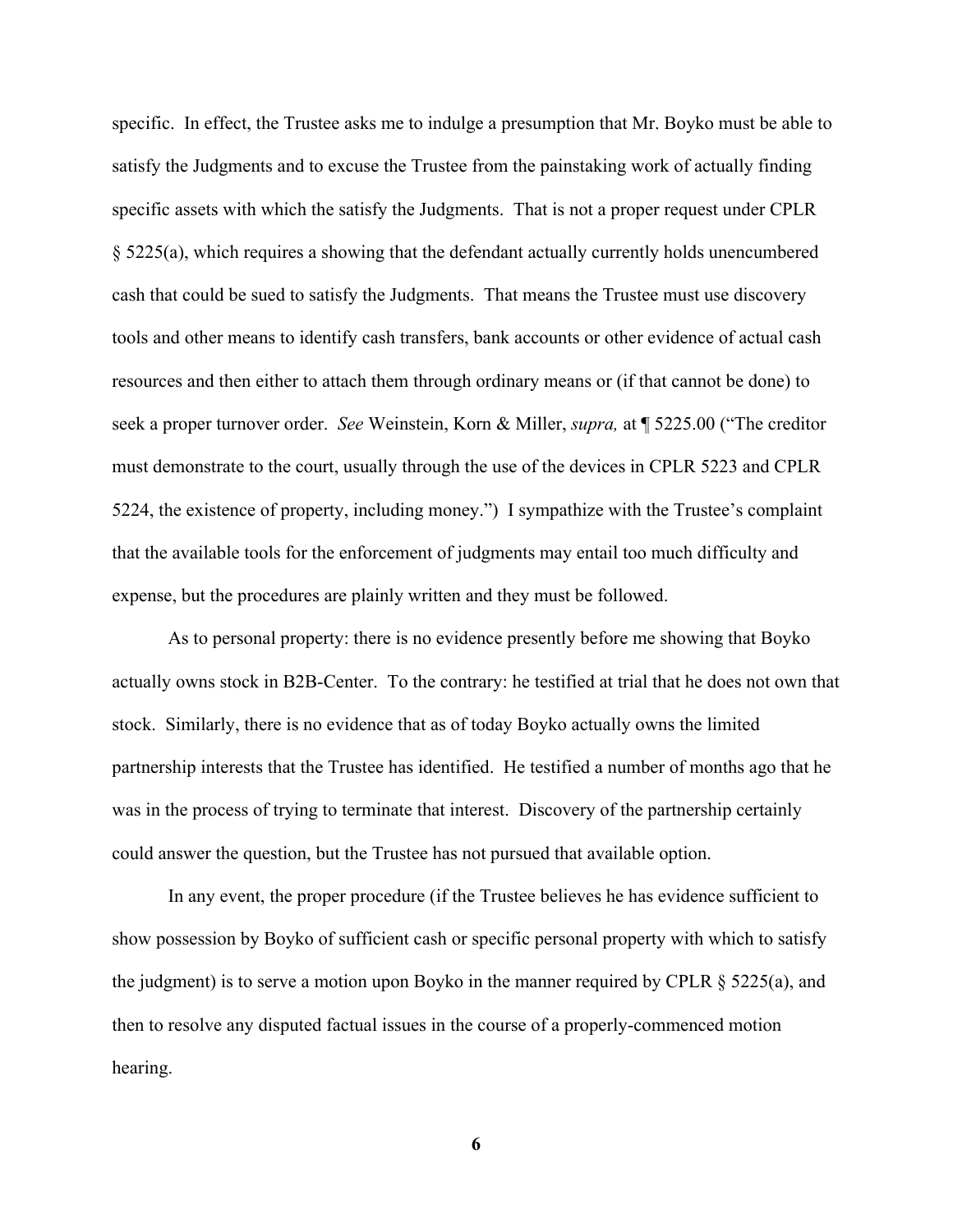specific. In effect, the Trustee asks me to indulge a presumption that Mr. Boyko must be able to satisfy the Judgments and to excuse the Trustee from the painstaking work of actually finding specific assets with which the satisfy the Judgments. That is not a proper request under CPLR § 5225(a), which requires a showing that the defendant actually currently holds unencumbered cash that could be sued to satisfy the Judgments. That means the Trustee must use discovery tools and other means to identify cash transfers, bank accounts or other evidence of actual cash resources and then either to attach them through ordinary means or (if that cannot be done) to seek a proper turnover order. *See* Weinstein, Korn & Miller, *supra,* at ¶ 5225.00 ("The creditor must demonstrate to the court, usually through the use of the devices in CPLR 5223 and CPLR 5224, the existence of property, including money.") I sympathize with the Trustee's complaint that the available tools for the enforcement of judgments may entail too much difficulty and expense, but the procedures are plainly written and they must be followed.

As to personal property: there is no evidence presently before me showing that Boyko actually owns stock in B2B-Center. To the contrary: he testified at trial that he does not own that stock. Similarly, there is no evidence that as of today Boyko actually owns the limited partnership interests that the Trustee has identified. He testified a number of months ago that he was in the process of trying to terminate that interest. Discovery of the partnership certainly could answer the question, but the Trustee has not pursued that available option.

In any event, the proper procedure (if the Trustee believes he has evidence sufficient to show possession by Boyko of sufficient cash or specific personal property with which to satisfy the judgment) is to serve a motion upon Boyko in the manner required by CPLR § 5225(a), and then to resolve any disputed factual issues in the course of a properly-commenced motion hearing.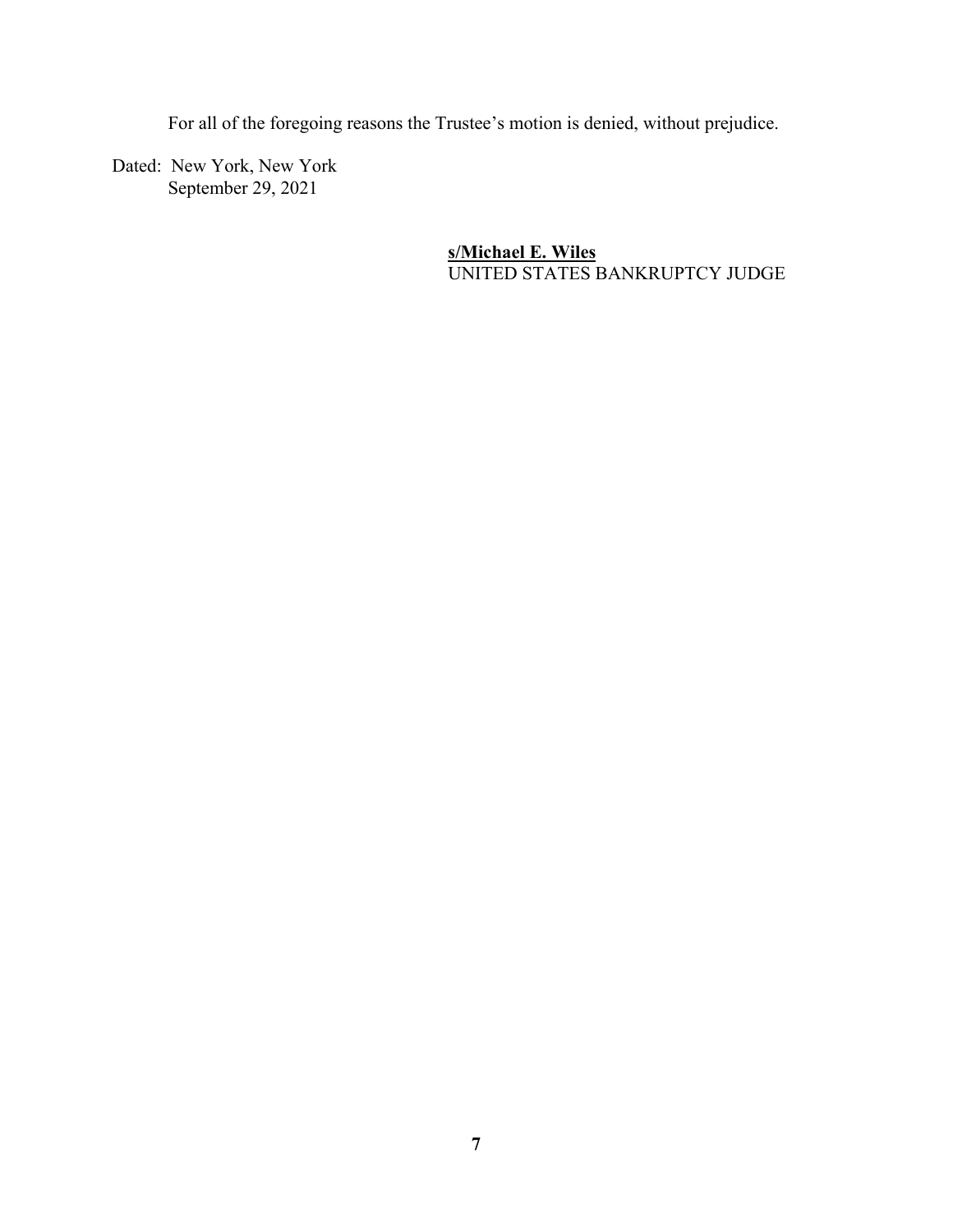For all of the foregoing reasons the Trustee's motion is denied, without prejudice.

Dated: New York, New York
September 29, 2021

**s/Michael E. Wiles**
UNITED STATES BANKRUPTCY JUDGE